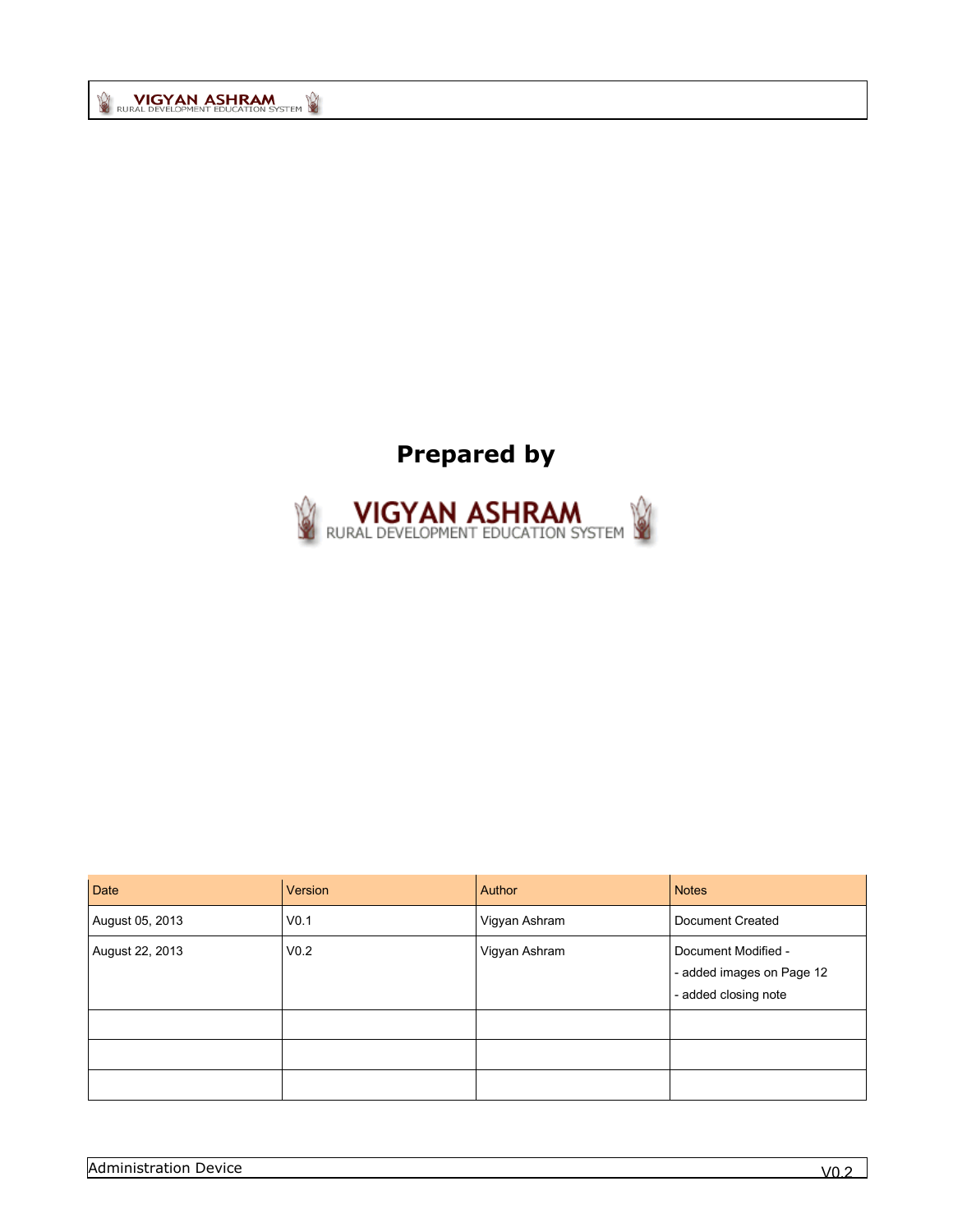**Prepared by**

VIGYAN ASHRAM
RURAL DEVELOPMENT EDUCATION SYSTEM

| Date | Version | Author | Notes |
|---|---|---|---|
| August 05, 2013 | V0.1 | Vigyan Ashram | Document Created |
| August 22, 2013 | V0.2 | Vigyan Ashram | Document Modified - <br>- added images on Page 12 <br>- added closing note |
| | | | |
| | | | |
| | | | |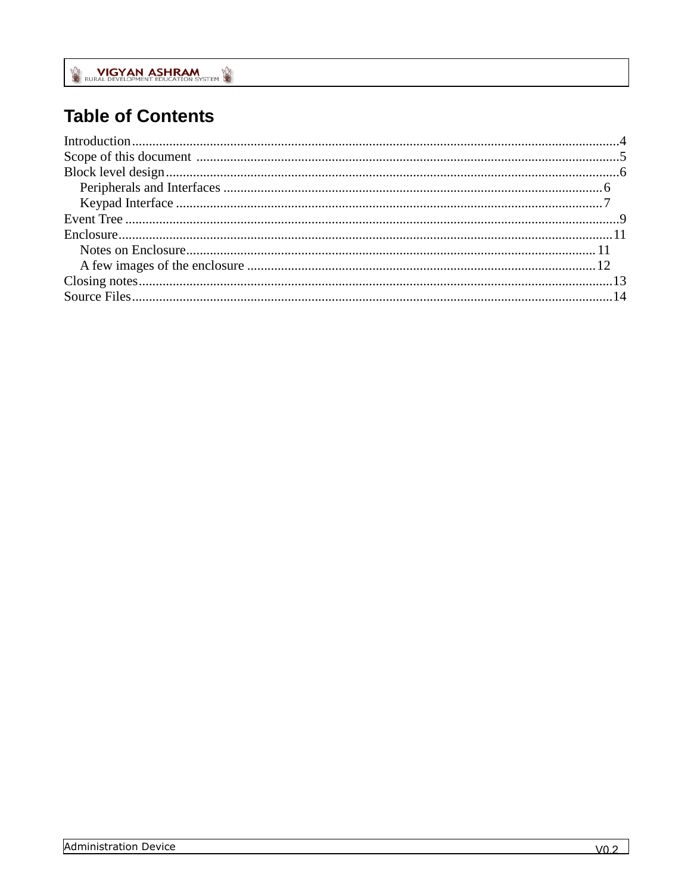# Table of Contents

Introduction....................................................................................................4
Scope of this document ...................................................................................5
Block level design............................................................................................6
    Peripherals and Interfaces ...........................................................................6
    Keypad Interface .........................................................................................7
Event Tree .......................................................................................................9
Enclosure........................................................................................................11
    Notes on Enclosure.....................................................................................11
    A few images of the enclosure ...................................................................12
Closing notes...................................................................................................13
Source Files.....................................................................................................14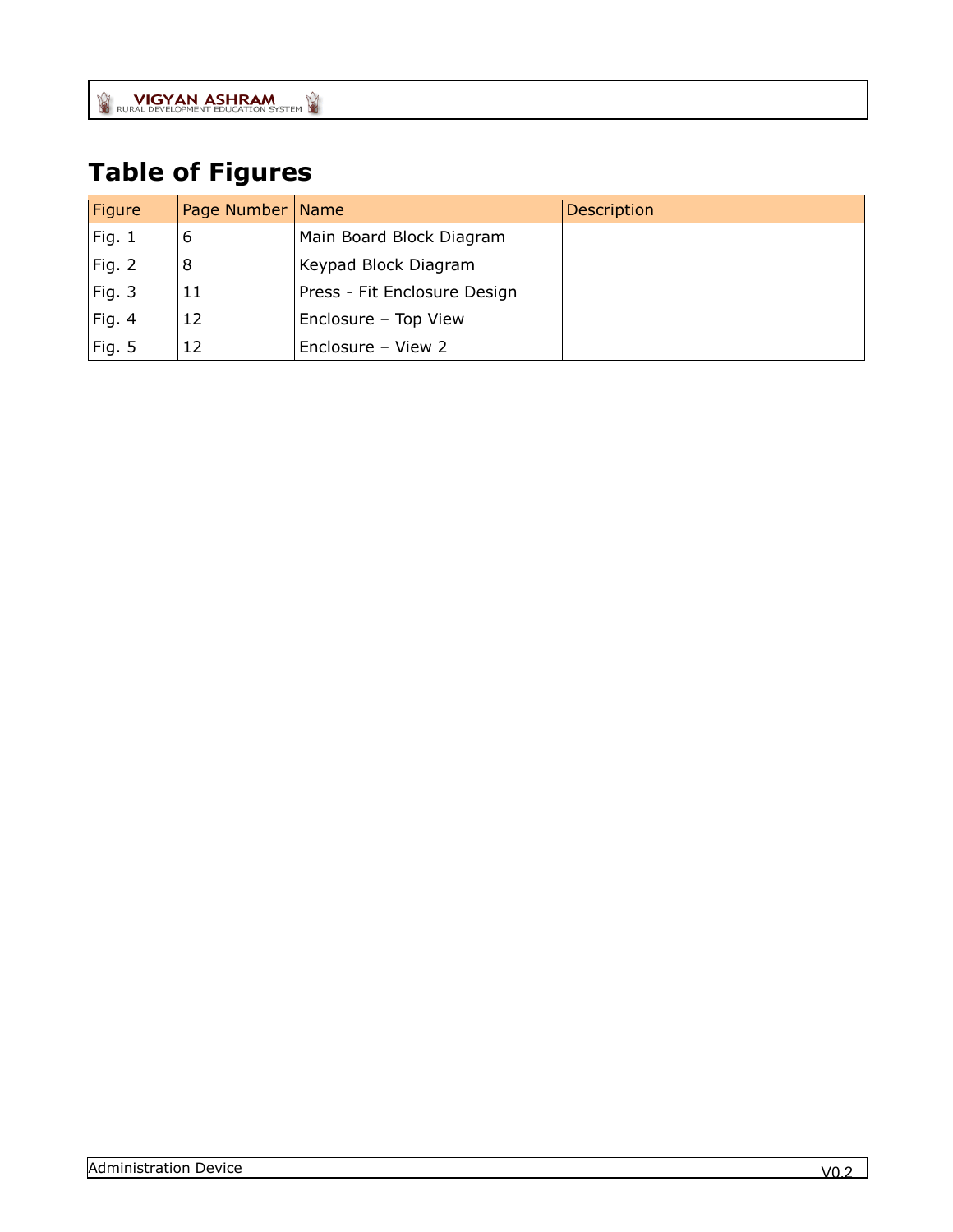# Table of Figures

| Figure | Page Number | Name | Description |
|---|---|---|---|
| Fig. 1 | 6 | Main Board Block Diagram | |
| Fig. 2 | 8 | Keypad Block Diagram | |
| Fig. 3 | 11 | Press - Fit Enclosure Design | |
| Fig. 4 | 12 | Enclosure – Top View | |
| Fig. 5 | 12 | Enclosure – View 2 | |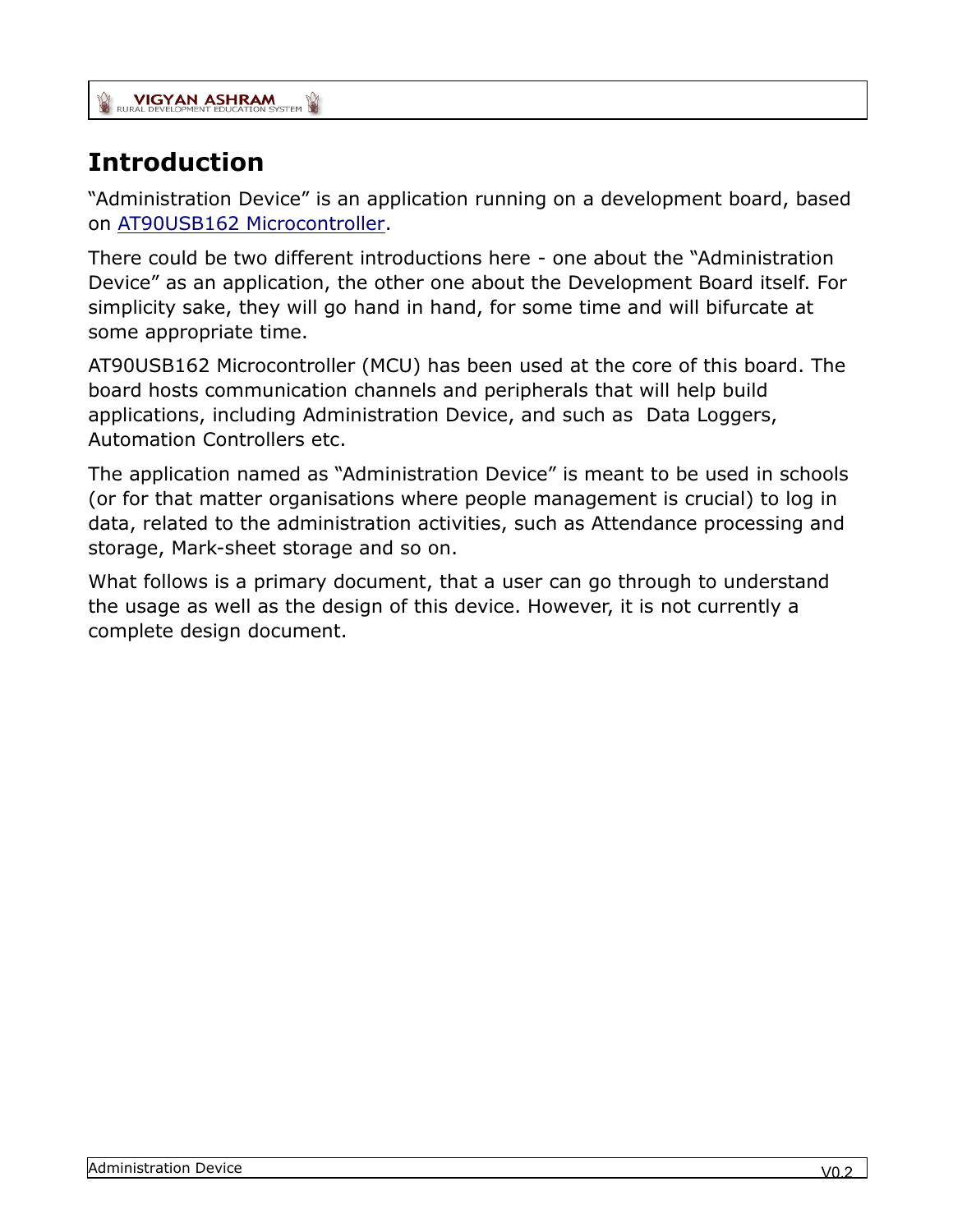# Introduction

"Administration Device" is an application running on a development board, based on AT90USB162 Microcontroller.

There could be two different introductions here - one about the "Administration Device" as an application, the other one about the Development Board itself. For simplicity sake, they will go hand in hand, for some time and will bifurcate at some appropriate time.

AT90USB162 Microcontroller (MCU) has been used at the core of this board. The board hosts communication channels and peripherals that will help build applications, including Administration Device, and such as  Data Loggers, Automation Controllers etc.

The application named as "Administration Device" is meant to be used in schools (or for that matter organisations where people management is crucial) to log in data, related to the administration activities, such as Attendance processing and storage, Mark-sheet storage and so on.

What follows is a primary document, that a user can go through to understand the usage as well as the design of this device. However, it is not currently a complete design document.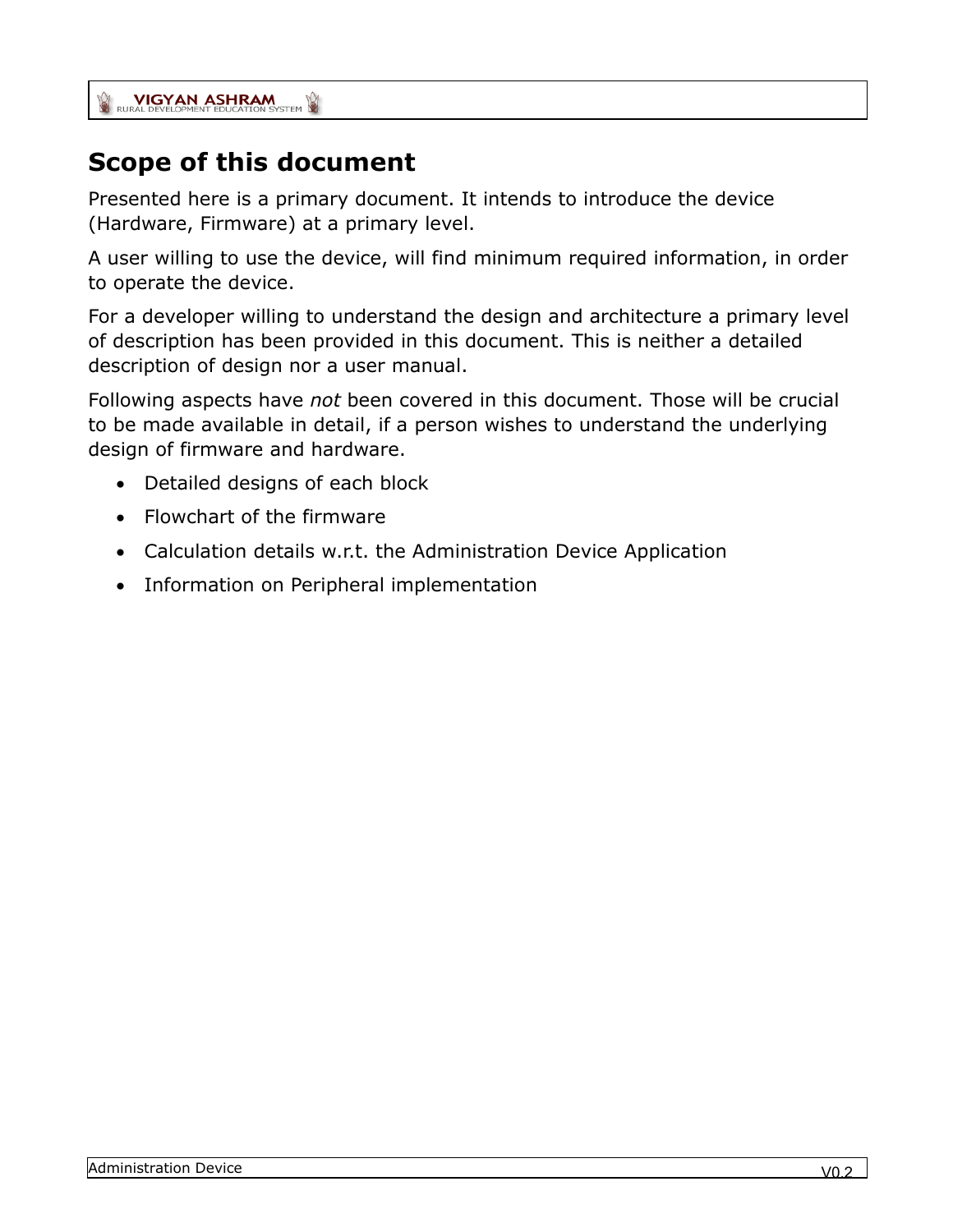## Scope of this document

Presented here is a primary document. It intends to introduce the device (Hardware, Firmware) at a primary level.

A user willing to use the device, will find minimum required information, in order to operate the device.

For a developer willing to understand the design and architecture a primary level of description has been provided in this document. This is neither a detailed description of design nor a user manual.

Following aspects have *not* been covered in this document. Those will be crucial to be made available in detail, if a person wishes to understand the underlying design of firmware and hardware.

- Detailed designs of each block
- Flowchart of the firmware
- Calculation details w.r.t. the Administration Device Application
- Information on Peripheral implementation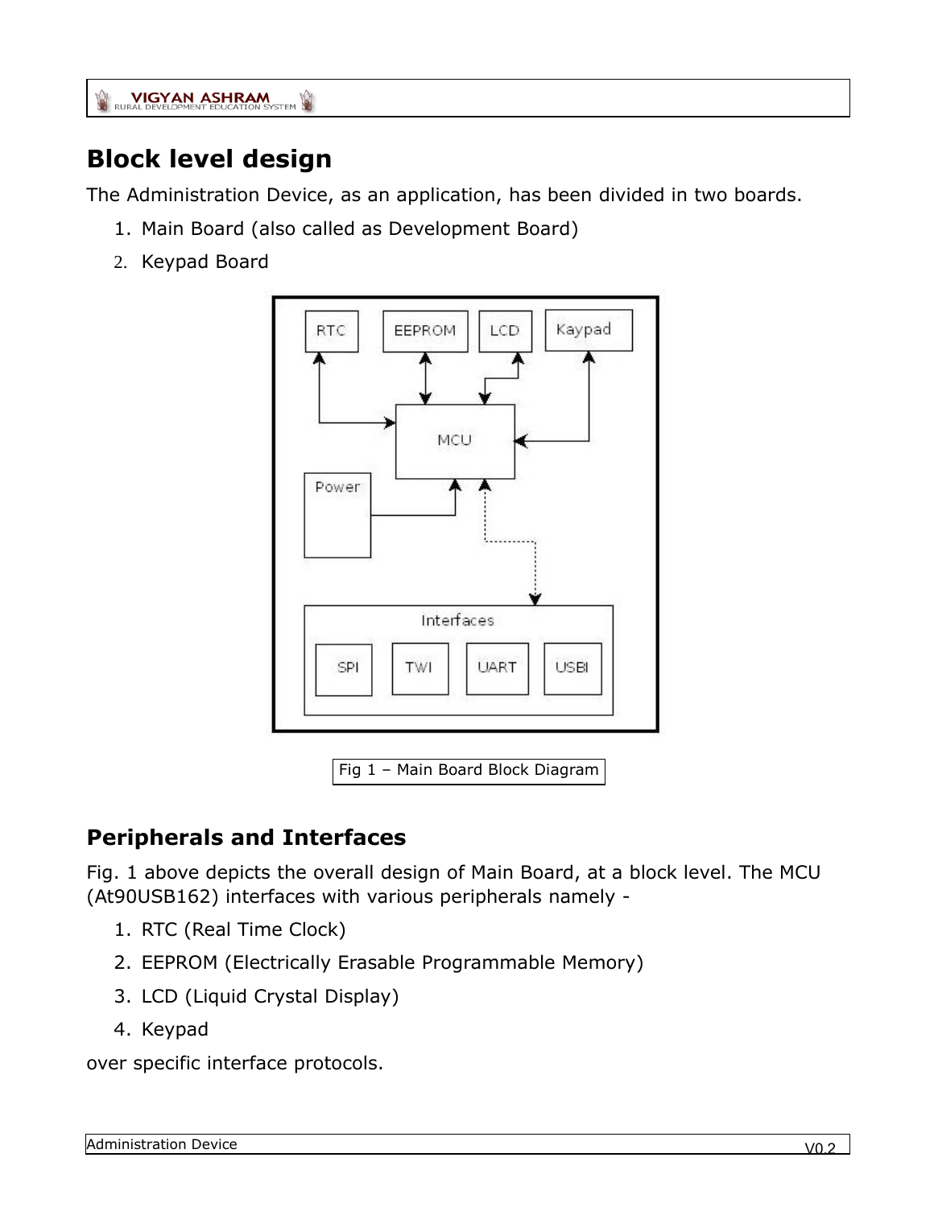# Block level design

The Administration Device, as an application, has been divided in two boards.

1. Main Board (also called as Development Board)
2. Keypad Board

Fig 1 – Main Board Block Diagram

## Peripherals and Interfaces

Fig. 1 above depicts the overall design of Main Board, at a block level. The MCU (At90USB162) interfaces with various peripherals namely -

1. RTC (Real Time Clock)
2. EEPROM (Electrically Erasable Programmable Memory)
3. LCD (Liquid Crystal Display)
4. Keypad

over specific interface protocols.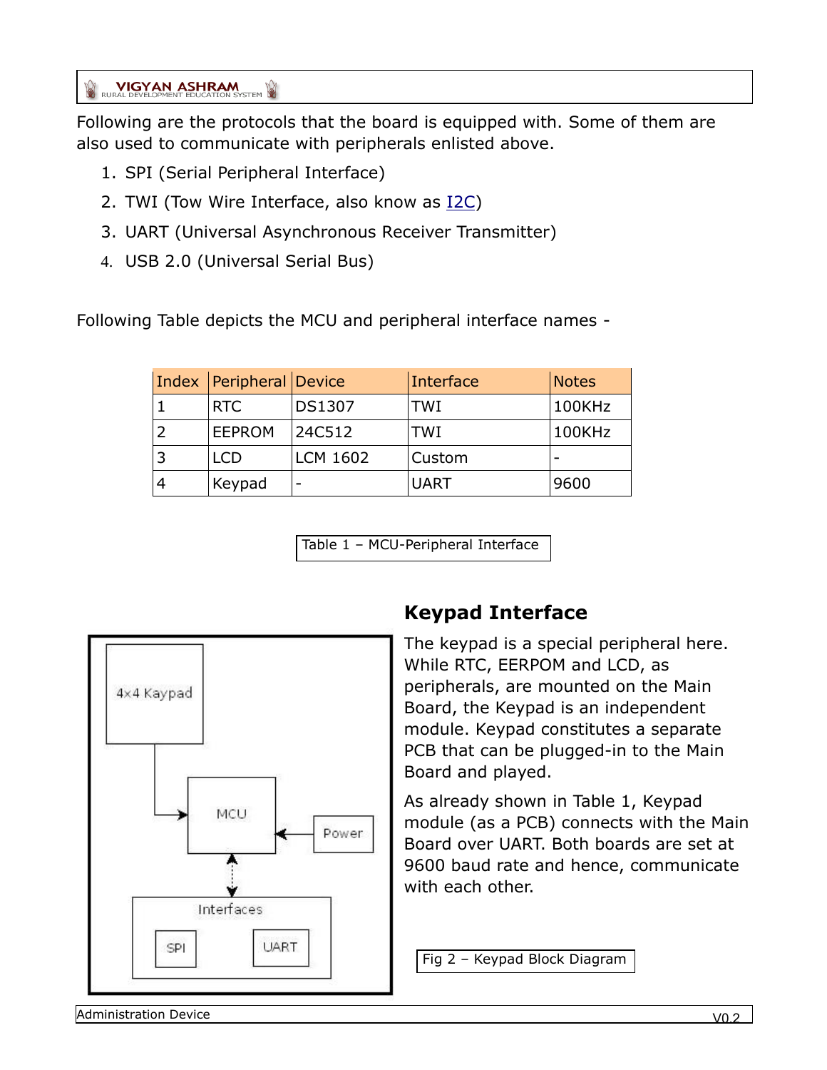Following are the protocols that the board is equipped with. Some of them are also used to communicate with peripherals enlisted above.

1. SPI (Serial Peripheral Interface)
2. TWI (Tow Wire Interface, also know as I2C)
3. UART (Universal Asynchronous Receiver Transmitter)
4. USB 2.0 (Universal Serial Bus)

Following Table depicts the MCU and peripheral interface names -

| Index | Peripheral | Device | Interface | Notes |
|---|---|---|---|---|
| 1 | RTC | DS1307 | TWI | 100KHz |
| 2 | EEPROM | 24C512 | TWI | 100KHz |
| 3 | LCD | LCM 1602 | Custom | - |
| 4 | Keypad | - | UART | 9600 |

Table 1 – MCU-Peripheral Interface

## Keypad Interface

The keypad is a special peripheral here. While RTC, EERPOM and LCD, as peripherals, are mounted on the Main Board, the Keypad is an independent module. Keypad constitutes a separate PCB that can be plugged-in to the Main Board and played.

As already shown in Table 1, Keypad module (as a PCB) connects with the Main Board over UART. Both boards are set at 9600 baud rate and hence, communicate with each other.

4x4 Kaypad

MCU

Power

Interfaces

SPI

UART

Fig 2 – Keypad Block Diagram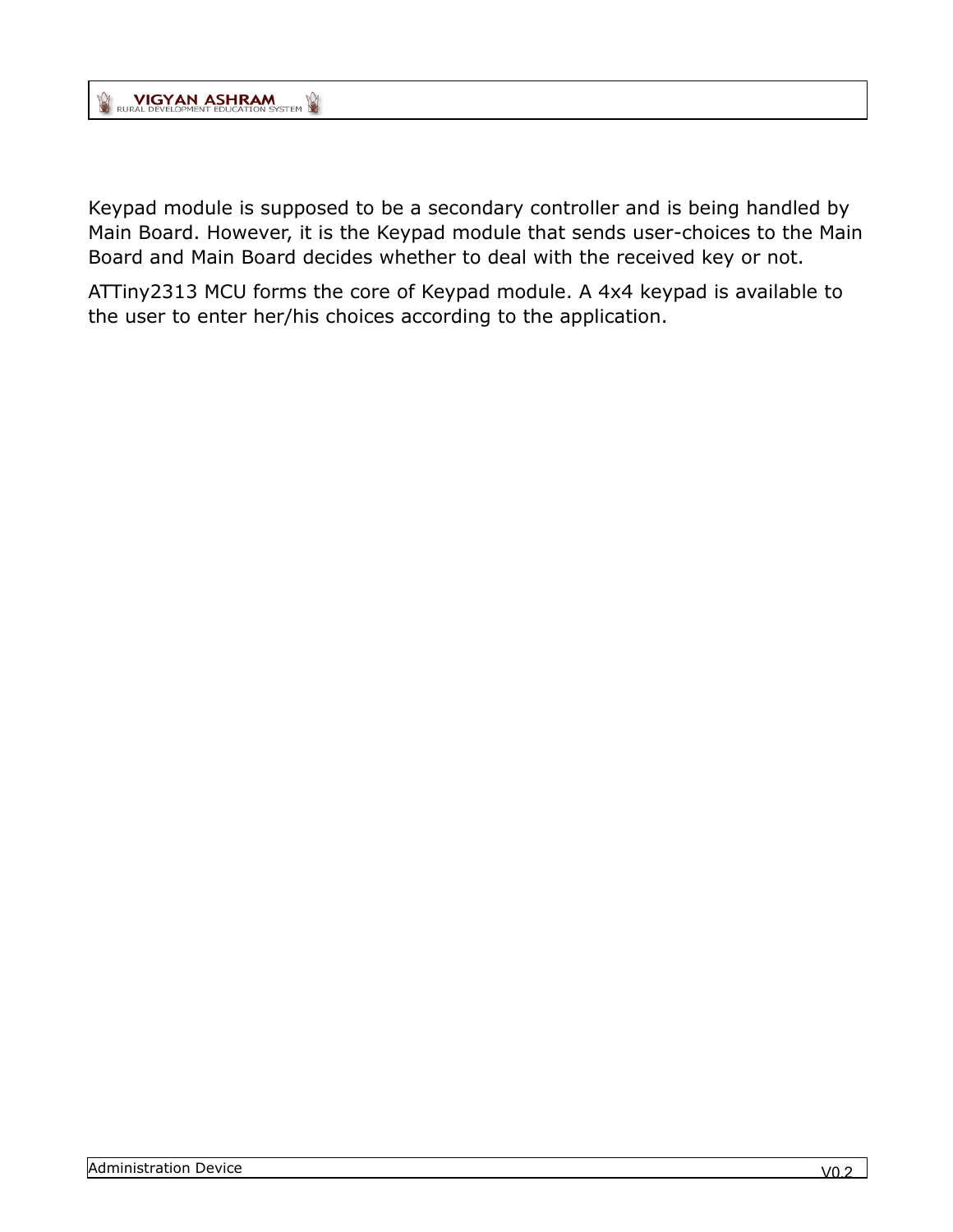Keypad module is supposed to be a secondary controller and is being handled by Main Board. However, it is the Keypad module that sends user-choices to the Main Board and Main Board decides whether to deal with the received key or not.

ATTiny2313 MCU forms the core of Keypad module. A 4x4 keypad is available to the user to enter her/his choices according to the application.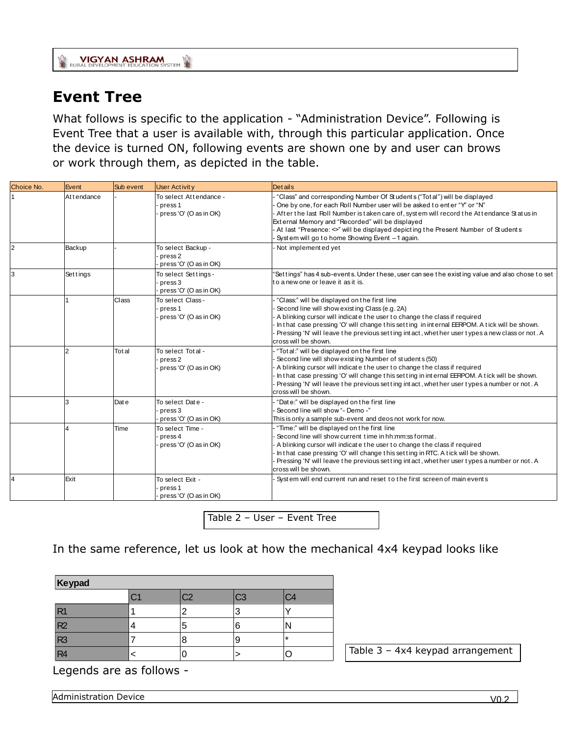# Event Tree

What follows is specific to the application - "Administration Device". Following is Event Tree that a user is available with, through this particular application. Once the device is turned ON, following events are shown one by and user can brows or work through them, as depicted in the table.

| Choice No. | Event | Sub event | User Activity | Details |
|---|---|---|---|---|
| 1 | Attendance | - | To select Attendance -<br>- press 1<br>- press 'O' (O as in OK) | - "Class" and corresponding Number Of Students ("Total") will be displayed<br>- One by one, for each Roll Number user will be asked to enter "Y" or "N"<br>- After the last Roll Number is taken care of, system will record the Attendance Status in External Memory and "Recorded" will be displayed<br>- At last "Presence: <>" will be displayed depicting the Present Number of Students<br>- System will go to home Showing Event – 1 again. |
| 2 | Backup | - | To select Backup -<br>- press 2<br>- press 'O' (O as in OK) | - Not implemented yet |
| 3 | Settings | | To select Settings -<br>- press 3<br>- press 'O' (O as in OK) | "Settings" has 4 sub-events. Under these, user can see the existing value and also chose to set to a new one or leave it as it is. |
| | 1 | Class | To select Class -<br>- press 1<br>- press 'O' (O as in OK) | - "Class:" will be displayed on the first line<br>- Second line will show existing Class (e.g. 2A)<br>- A blinking cursor will indicate the user to change the class if required<br>- In that case pressing 'O' will change this setting in internal EERPOM. A tick will be shown.<br>- Pressing 'N' will leave the previous setting intact, whether user types a new class or not. A cross will be shown. |
| | 2 | Total | To select Total -<br>- press 2<br>- press 'O' (O as in OK) | - "Total:" will be displayed on the first line<br>- Second line will show existing Number of students (50)<br>- A blinking cursor will indicate the user to change the class if required<br>- In that case pressing 'O' will change this setting in internal EERPOM. A tick will be shown.<br>- Pressing 'N' will leave the previous setting intact, whether user types a number or not. A cross will be shown. |
| | 3 | Date | To select Date -<br>- press 3<br>- press 'O' (O as in OK) | - "Date:" will be displayed on the first line<br>- Second line will show "- Demo -"<br>This is only a sample sub-event and deos not work for now. |
| | 4 | Time | To select Time -<br>- press 4<br>- press 'O' (O as in OK) | - "Time:" will be displayed on the first line<br>- Second line will show current time in hh:mm:ss format.<br>- A blinking cursor will indicate the user to change the class if required<br>- In that case pressing 'O' will change this setting in RTC. A tick will be shown.<br>- Pressing 'N' will leave the previous setting intact, whether user types a number or not. A cross will be shown. |
| 4 | Exit | | To select Exit -<br>- press 1<br>- press 'O' (O as in OK) | - System will end current run and reset to the first screen of main events |

Table 2 – User – Event Tree

In the same reference, let us look at how the mechanical 4x4 keypad looks like

| Keypad | | | | |
|---|---|---|---|---|
| | C1 | C2 | C3 | C4 |
| R1 | 1 | 2 | 3 | Y |
| R2 | 4 | 5 | 6 | N |
| R3 | 7 | 8 | 9 | * |
| R4 | < | 0 | > | O |

Table 3 – 4x4 keypad arrangement

Legends are as follows -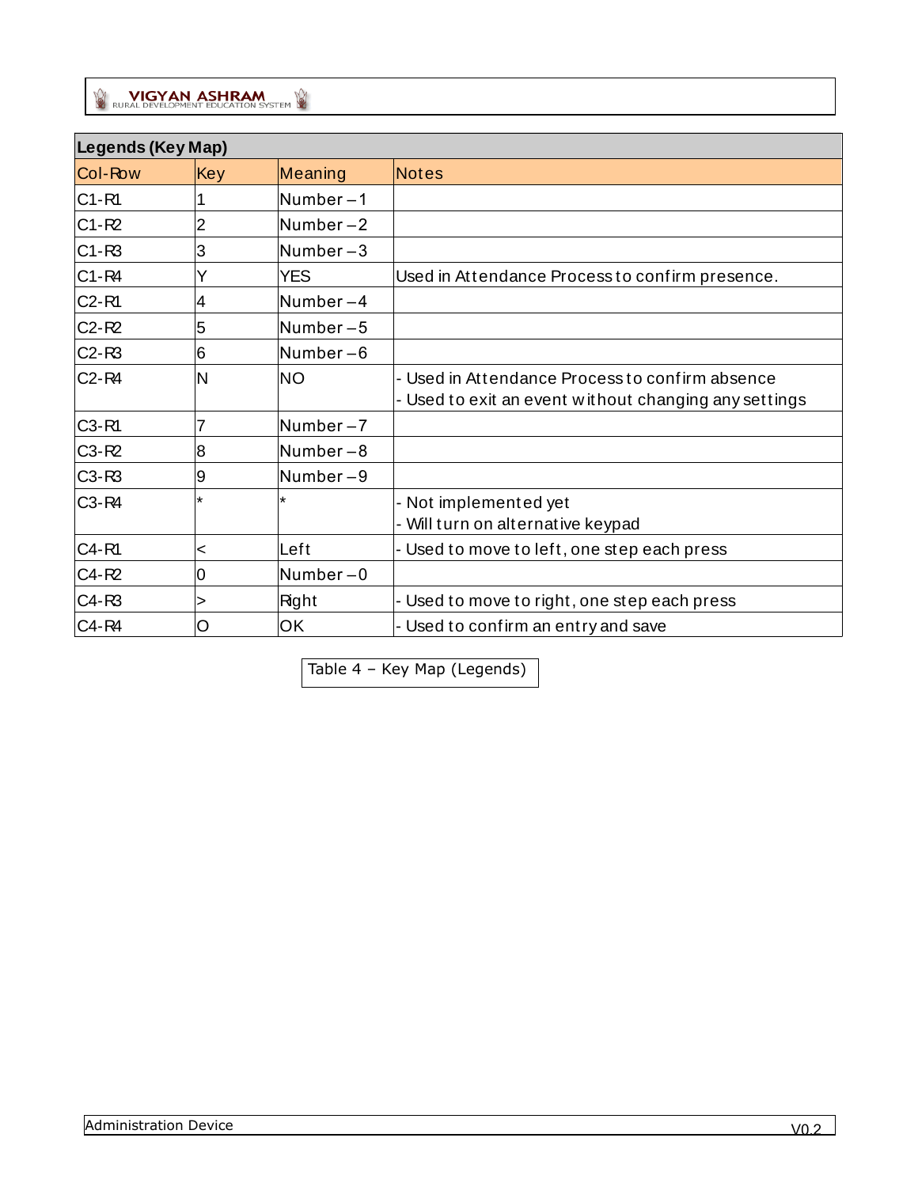| Legends (Key Map) | | | |
|---|---|---|---|
| Col-Row | Key | Meaning | Notes |
| C1-R1 | 1 | Number – 1 | |
| C1-R2 | 2 | Number – 2 | |
| C1-R3 | 3 | Number – 3 | |
| C1-R4 | Y | YES | Used in Attendance Process to confirm presence. |
| C2-R1 | 4 | Number – 4 | |
| C2-R2 | 5 | Number – 5 | |
| C2-R3 | 6 | Number – 6 | |
| C2-R4 | N | NO | - Used in Attendance Process to confirm absence<br>- Used to exit an event without changing any settings |
| C3-R1 | 7 | Number – 7 | |
| C3-R2 | 8 | Number – 8 | |
| C3-R3 | 9 | Number – 9 | |
| C3-R4 | * | * | - Not implemented yet<br>- Will turn on alternative keypad |
| C4-R1 | < | Left | - Used to move to left, one step each press |
| C4-R2 | 0 | Number – 0 | |
| C4-R3 | > | Right | - Used to move to right, one step each press |
| C4-R4 | O | OK | - Used to confirm an entry and save |

Table 4 – Key Map (Legends)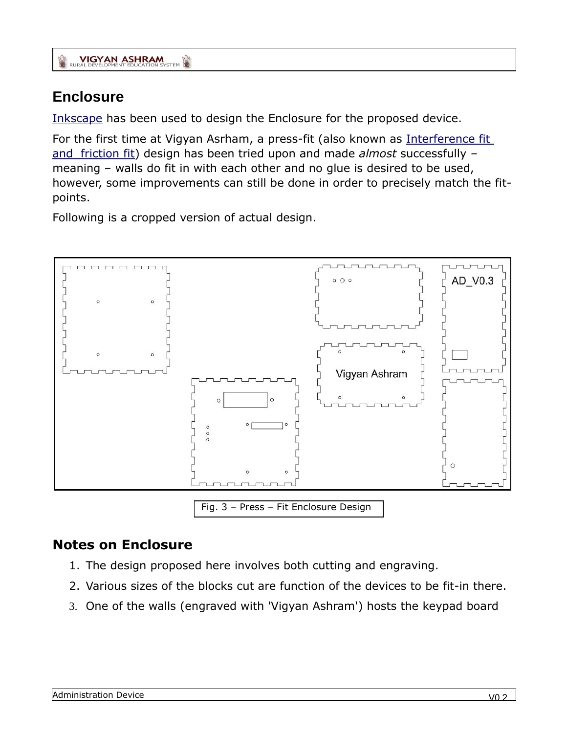## Enclosure

Inkscape has been used to design the Enclosure for the proposed device.

For the first time at Vigyan Asrham, a press-fit (also known as Interference fit and friction fit) design has been tried upon and made *almost* successfully – meaning – walls do fit in with each other and no glue is desired to be used, however, some improvements can still be done in order to precisely match the fit-points.

Following is a cropped version of actual design.

Fig. 3 – Press – Fit Enclosure Design

## Notes on Enclosure

1. The design proposed here involves both cutting and engraving.
2. Various sizes of the blocks cut are function of the devices to be fit-in there.
3. One of the walls (engraved with 'Vigyan Ashram') hosts the keypad board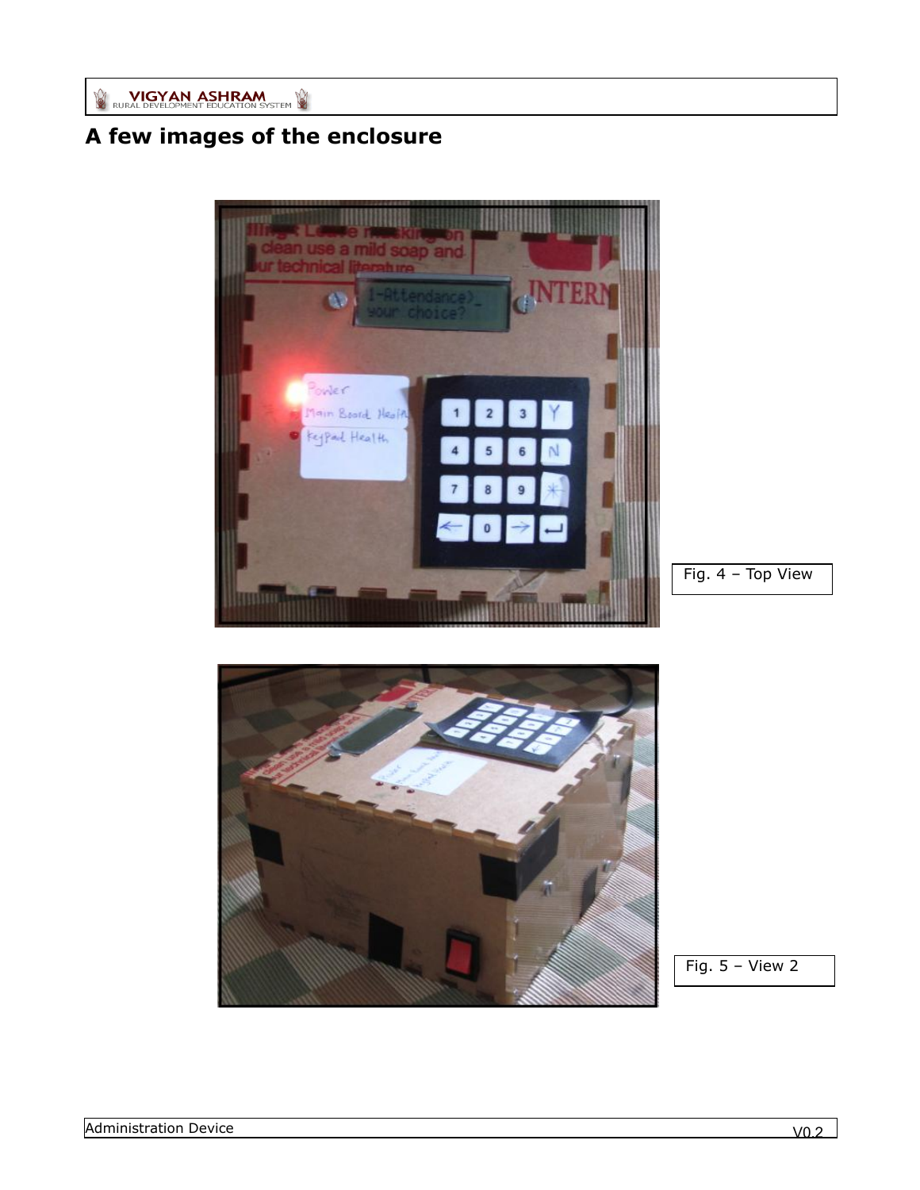## A few images of the enclosure

Fig. 4 – Top View

Fig. 5 – View 2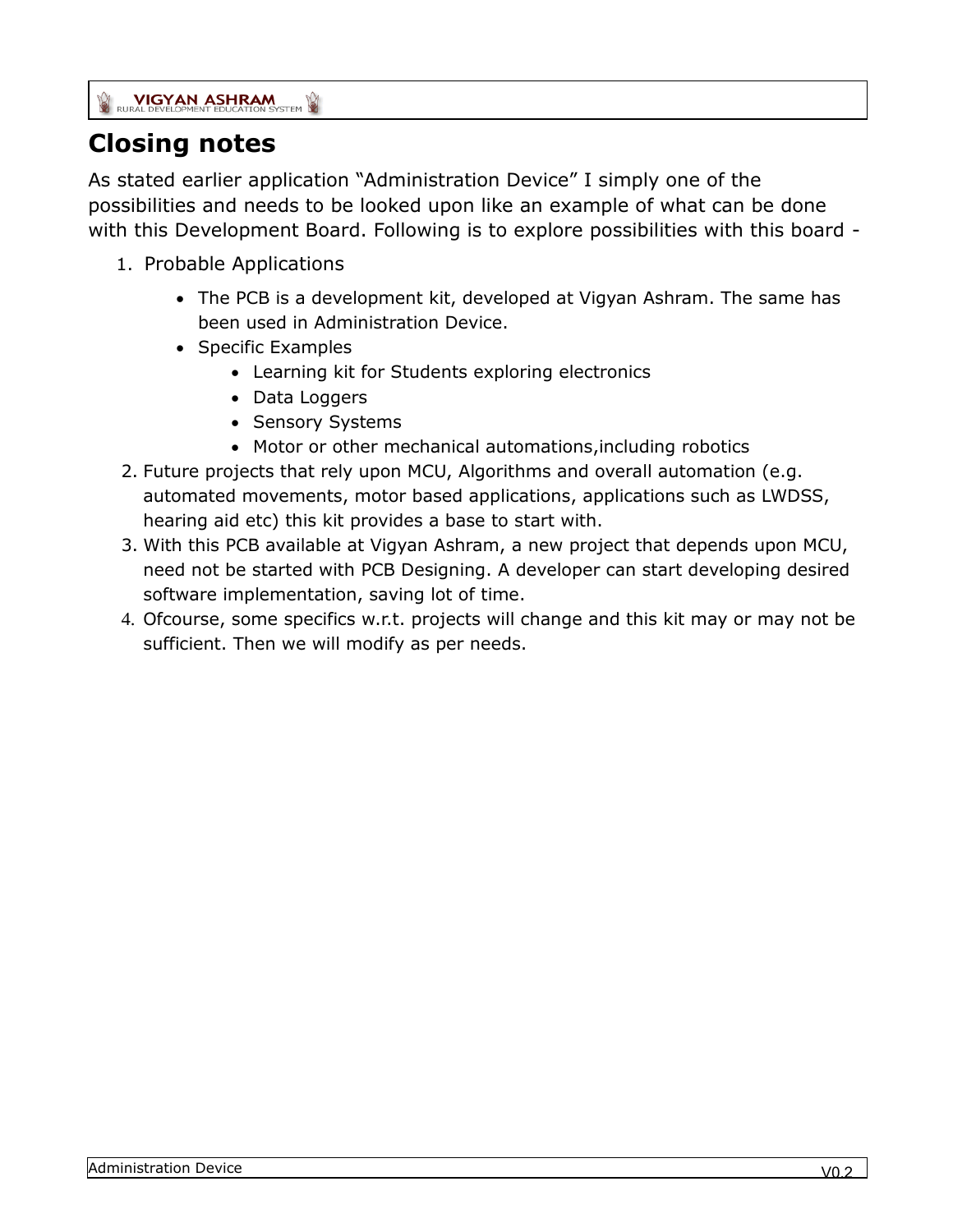# Closing notes

As stated earlier application "Administration Device" I simply one of the possibilities and needs to be looked upon like an example of what can be done with this Development Board. Following is to explore possibilities with this board -

1. Probable Applications
    - The PCB is a development kit, developed at Vigyan Ashram. The same has been used in Administration Device.
    - Specific Examples
        - Learning kit for Students exploring electronics
        - Data Loggers
        - Sensory Systems
        - Motor or other mechanical automations,including robotics
2. Future projects that rely upon MCU, Algorithms and overall automation (e.g. automated movements, motor based applications, applications such as LWDSS, hearing aid etc) this kit provides a base to start with.
3. With this PCB available at Vigyan Ashram, a new project that depends upon MCU, need not be started with PCB Designing. A developer can start developing desired software implementation, saving lot of time.
4. Ofcourse, some specifics w.r.t. projects will change and this kit may or may not be sufficient. Then we will modify as per needs.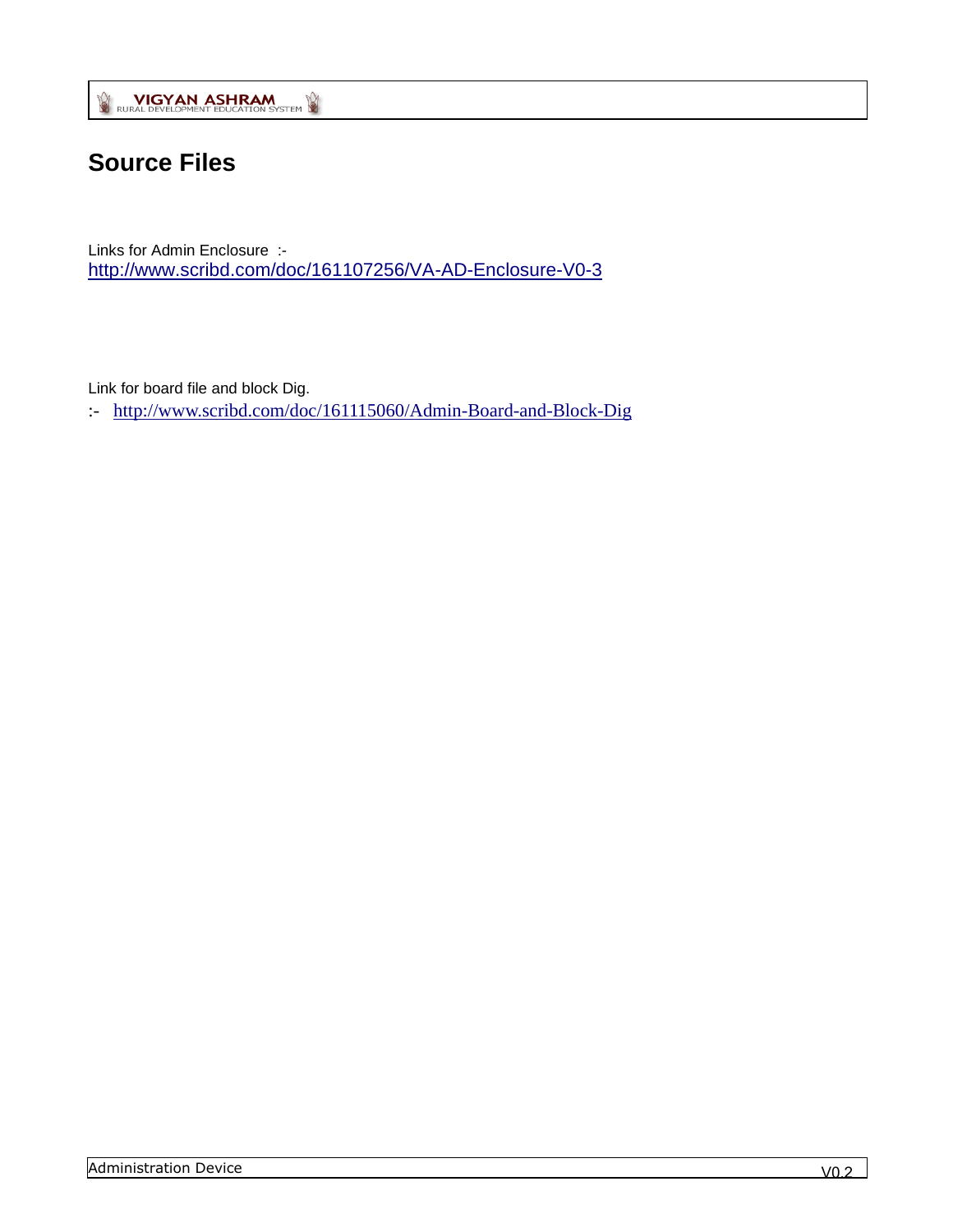# Source Files

Links for Admin Enclosure :-
http://www.scribd.com/doc/161107256/VA-AD-Enclosure-V0-3

Link for board file and block Dig.
:- http://www.scribd.com/doc/161115060/Admin-Board-and-Block-Dig